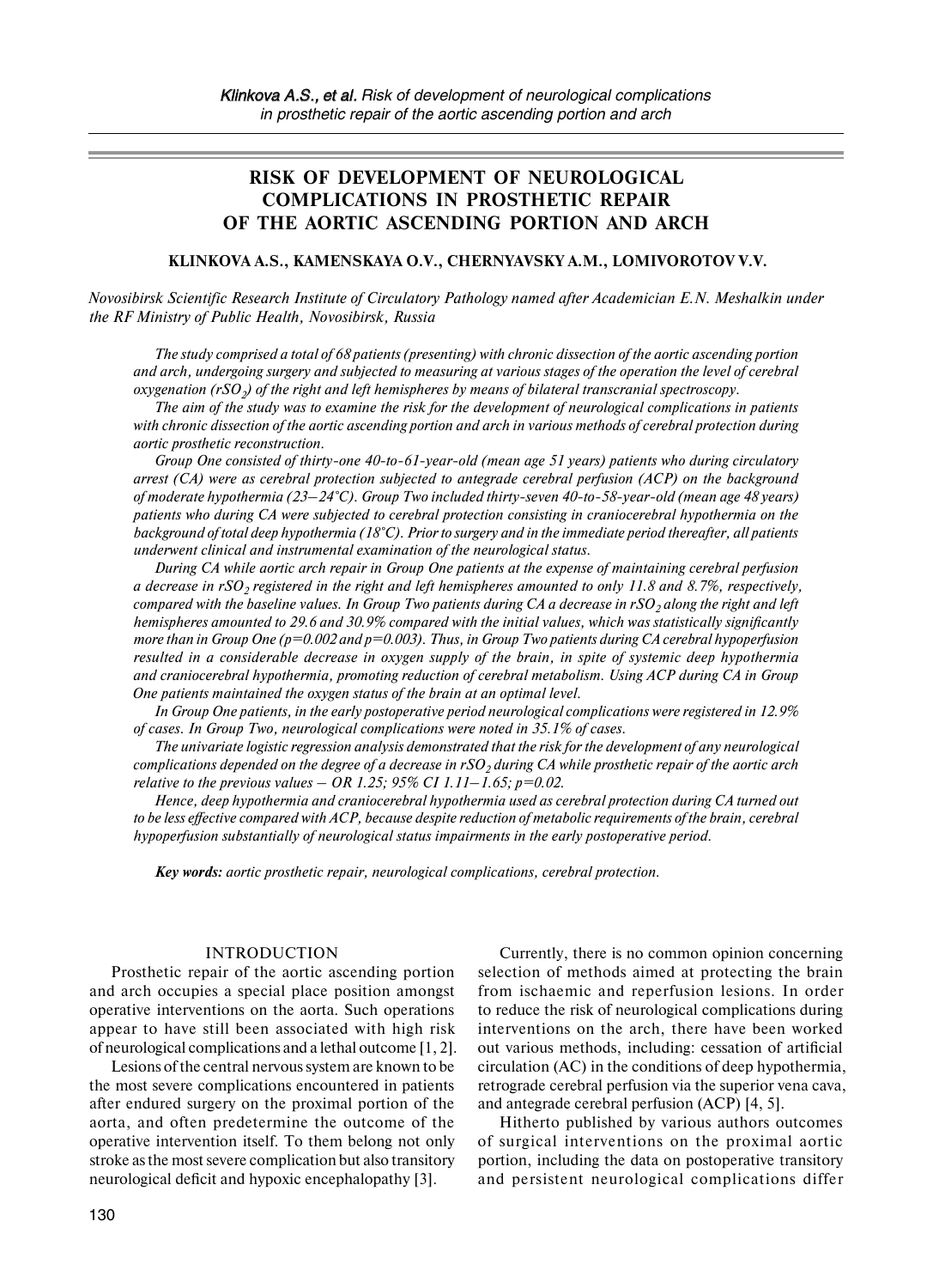# RISK OF DEVELOPMENT OF NEUROLOGICAL COMPLICATIONS IN PROSTHETIC REPAIR OF THE AORTIC ASCENDING PORTION AND ARCH

**KLINKOVA A.S., KAMENSKAYA O.V., CHERNYAVSKY A.M., LOMIVOROTOV V.V.**

*Novosibirsk Scientific Research Institute of Circulatory Pathology named after Academician E.N. Meshalkin under the RF Ministry of Public Health, Novosibirsk, Russia*

*The study comprised a total of 68 patients (presenting) with chronic dissection of the aortic ascending portion and arch, undergoing surgery and subjected to measuring at various stages of the operation the level of cerebral oxygenation ($rSO_2$) of the right and left hemispheres by means of bilateral transcranial spectroscopy.*

*The aim of the study was to examine the risk for the development of neurological complications in patients with chronic dissection of the aortic ascending portion and arch in various methods of cerebral protection during aortic prosthetic reconstruction.*

*Group One consisted of thirty-one 40-to-61-year-old (mean age 51 years) patients who during circulatory arrest (CA) were as cerebral protection subjected to antegrade cerebral perfusion (ACP) on the background of moderate hypothermia (23–24°C). Group Two included thirty-seven 40-to-58-year-old (mean age 48 years) patients who during CA were subjected to cerebral protection consisting in craniocerebral hypothermia on the background of total deep hypothermia (18°C). Prior to surgery and in the immediate period thereafter, all patients underwent clinical and instrumental examination of the neurological status.*

*During CA while aortic arch repair in Group One patients at the expense of maintaining cerebral perfusion a decrease in $rSO_2$ registered in the right and left hemispheres amounted to only 11.8 and 8.7%, respectively, compared with the baseline values. In Group Two patients during CA a decrease in $rSO_2$ along the right and left hemispheres amounted to 29.6 and 30.9% compared with the initial values, which was statistically significantly more than in Group One ($p=0.002$ and $p=0.003$). Thus, in Group Two patients during CA cerebral hypoperfusion resulted in a considerable decrease in oxygen supply of the brain, in spite of systemic deep hypothermia and craniocerebral hypothermia, promoting reduction of cerebral metabolism. Using ACP during CA in Group One patients maintained the oxygen status of the brain at an optimal level.*

*In Group One patients, in the early postoperative period neurological complications were registered in 12.9% of cases. In Group Two, neurological complications were noted in 35.1% of cases.*

*The univariate logistic regression analysis demonstrated that the risk for the development of any neurological complications depended on the degree of a decrease in $rSO_2$ during CA while prosthetic repair of the aortic arch relative to the previous values – OR 1.25; 95% CI 1.11–1.65; $p=0.02$.*

*Hence, deep hypothermia and craniocerebral hypothermia used as cerebral protection during CA turned out to be less effective compared with ACP, because despite reduction of metabolic requirements of the brain, cerebral hypoperfusion substantially of neurological status impairments in the early postoperative period.*

***Key words:*** *aortic prosthetic repair, neurological complications, cerebral protection.*

## INTRODUCTION

Prosthetic repair of the aortic ascending portion and arch occupies a special place position amongst operative interventions on the aorta. Such operations appear to have still been associated with high risk of neurological complications and a lethal outcome [1, 2].

Lesions of the central nervous system are known to be the most severe complications encountered in patients after endured surgery on the proximal portion of the aorta, and often predetermine the outcome of the operative intervention itself. To them belong not only stroke as the most severe complication but also transitory neurological deficit and hypoxic encephalopathy [3].

Currently, there is no common opinion concerning selection of methods aimed at protecting the brain from ischaemic and reperfusion lesions. In order to reduce the risk of neurological complications during interventions on the arch, there have been worked out various methods, including: cessation of artificial circulation (AC) in the conditions of deep hypothermia, retrograde cerebral perfusion via the superior vena cava, and antegrade cerebral perfusion (ACP) [4, 5].

Hitherto published by various authors outcomes of surgical interventions on the proximal aortic portion, including the data on postoperative transitory and persistent neurological complications differ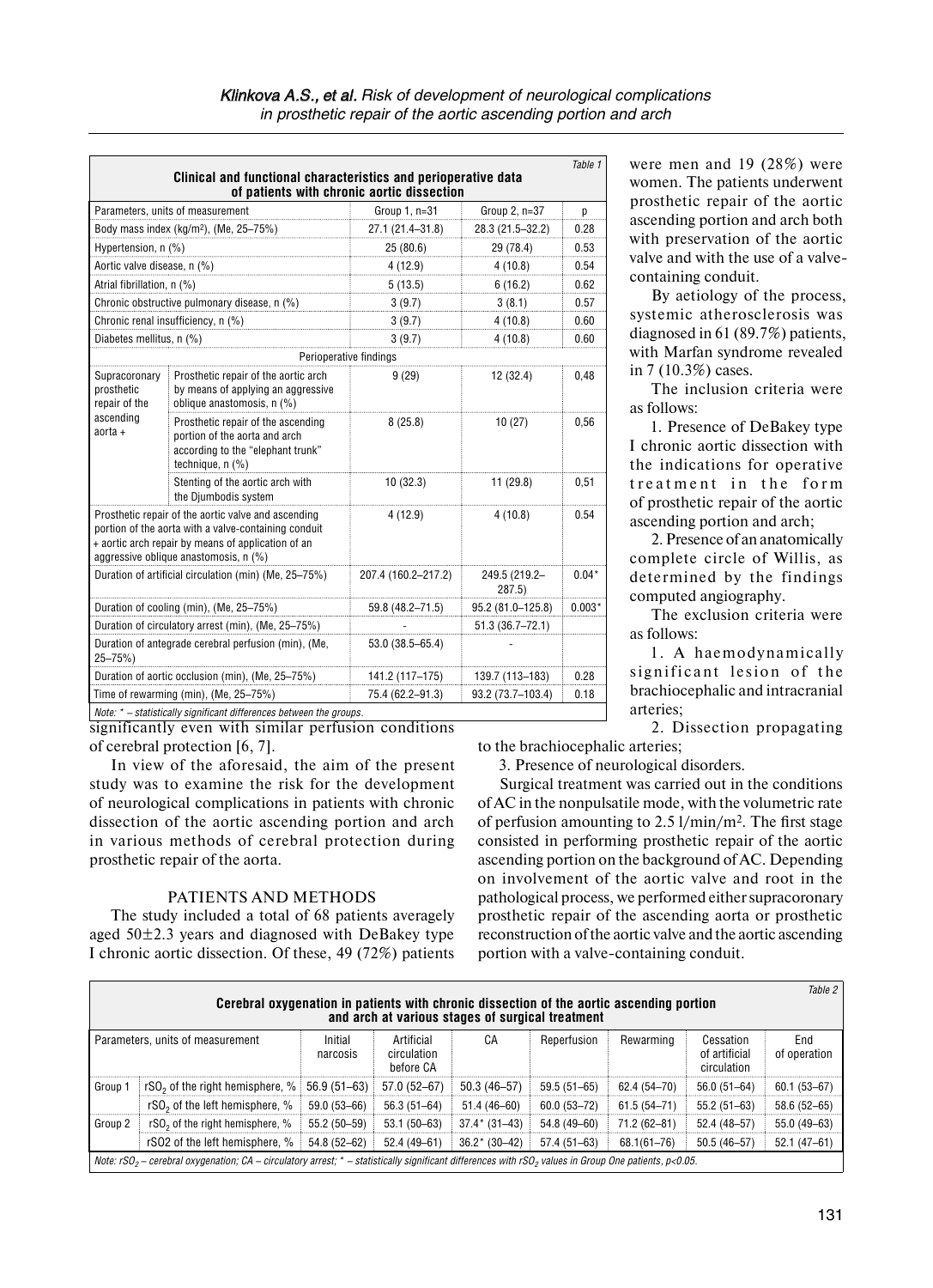Table 1

**Clinical and functional characteristics and perioperative data of patients with chronic aortic dissection**

| Parameters, units of measurement | | Group 1, n=31 | Group 2, n=37 | p |
|---|---|---|---|---|
| Body mass index (kg/m²), (Me, 25–75%) | | 27.1 (21.4–31.8) | 28.3 (21.5–32.2) | 0.28 |
| Hypertension, n (%) | | 25 (80.6) | 29 (78.4) | 0.53 |
| Aortic valve disease, n (%) | | 4 (12.9) | 4 (10.8) | 0.54 |
| Atrial fibrillation, n (%) | | 5 (13.5) | 6 (16.2) | 0.62 |
| Chronic obstructive pulmonary disease, n (%) | | 3 (9.7) | 3 (8.1) | 0.57 |
| Chronic renal insufficiency, n (%) | | 3 (9.7) | 4 (10.8) | 0.60 |
| Diabetes mellitus, n (%) | | 3 (9.7) | 4 (10.8) | 0.60 |
| Perioperative findings | | | | |
| Supracoronary prosthetic repair of the ascending aorta + | Prosthetic repair of the aortic arch by means of applying an aggressive oblique anastomosis, n (%) | 9 (29) | 12 (32.4) | 0,48 |
| | Prosthetic repair of the ascending portion of the aorta and arch according to the “elephant trunk” technique, n (%) | 8 (25.8) | 10 (27) | 0,56 |
| | Stenting of the aortic arch with the Djumbodis system | 10 (32.3) | 11 (29.8) | 0,51 |
| Prosthetic repair of the aortic valve and ascending portion of the aorta with a valve-containing conduit + aortic arch repair by means of application of an aggressive oblique anastomosis, n (%) | | 4 (12.9) | 4 (10.8) | 0.54 |
| Duration of artificial circulation (min) (Me, 25–75%) | | 207.4 (160.2–217.2) | 249.5 (219.2–287.5) | 0.04* |
| Duration of cooling (min), (Me, 25–75%) | | 59.8 (48.2–71.5) | 95.2 (81.0–125.8) | 0.003* |
| Duration of circulatory arrest (min), (Me, 25–75%) | | - | 51.3 (36.7–72.1) | |
| Duration of antegrade cerebral perfusion (min), (Me, 25–75%) | | 53.0 (38.5–65.4) | - | |
| Duration of aortic occlusion (min), (Me, 25–75%) | | 141.2 (117–175) | 139.7 (113–183) | 0.28 |
| Time of rewarming (min), (Me, 25–75%) | | 75.4 (62.2–91.3) | 93.2 (73.7–103.4) | 0.18 |

*Note: * – statistically significant differences between the groups.*

significantly even with similar perfusion conditions of cerebral protection [6, 7].

In view of the aforesaid, the aim of the present study was to examine the risk for the development of neurological complications in patients with chronic dissection of the aortic ascending portion and arch in various methods of cerebral protection during prosthetic repair of the aorta.

## PATIENTS AND METHODS

The study included a total of 68 patients averagely aged 50±2.3 years and diagnosed with DeBakey type I chronic aortic dissection. Of these, 49 (72%) patients were men and 19 (28%) were women. The patients underwent prosthetic repair of the aortic ascending portion and arch both with preservation of the aortic valve and with the use of a valve-containing conduit.

By aetiology of the process, systemic atherosclerosis was diagnosed in 61 (89.7%) patients, with Marfan syndrome revealed in 7 (10.3%) cases.

The inclusion criteria were as follows:

1. Presence of DeBakey type I chronic aortic dissection with the indications for operative treatment in the form of prosthetic repair of the aortic ascending portion and arch;

2. Presence of an anatomically complete circle of Willis, as determined by the findings computed angiography.

The exclusion criteria were as follows:

1. A haemodynamically significant lesion of the brachiocephalic and intracranial arteries;

2. Dissection propagating to the brachiocephalic arteries;

3. Presence of neurological disorders.

Surgical treatment was carried out in the conditions of AC in the nonpulsatile mode, with the volumetric rate of perfusion amounting to 2.5 l/min/m². The first stage consisted in performing prosthetic repair of the aortic ascending portion on the background of AC. Depending on involvement of the aortic valve and root in the pathological process, we performed either supracoronary prosthetic repair of the ascending aorta or prosthetic reconstruction of the aortic valve and the aortic ascending portion with a valve-containing conduit.

Table 2

**Cerebral oxygenation in patients with chronic dissection of the aortic ascending portion and arch at various stages of surgical treatment**

| Parameters, units of measurement | | Initial narcosis | Artificial circulation before CA | CA | Reperfusion | Rewarming | Cessation of artificial circulation | End of operation |
|---|---|---|---|---|---|---|---|---|
| Group 1 | $rSO_2$ of the right hemisphere, % | 56.9 (51–63) | 57.0 (52–67) | 50.3 (46–57) | 59.5 (51–65) | 62.4 (54–70) | 56.0 (51–64) | 60.1 (53–67) |
| | $rSO_2$ of the left hemisphere, % | 59.0 (53–66) | 56.3 (51–64) | 51.4 (46–60) | 60.0 (53–72) | 61.5 (54–71) | 55.2 (51–63) | 58.6 (52–65) |
| Group 2 | $rSO_2$ of the right hemisphere, % | 55.2 (50–59) | 53.1 (50–63) | 37.4* (31–43) | 54.8 (49–60) | 71.2 (62–81) | 52.4 (48–57) | 55.0 (49–63) |
| | rSO2 of the left hemisphere, % | 54.8 (52–62) | 52.4 (49–61) | 36.2* (30–42) | 57.4 (51–63) | 68.1(61–76) | 50.5 (46–57) | 52.1 (47–61) |

*Note: $rSO_2$ – cerebral oxygenation; CA – circulatory arrest; * – statistically significant differences with $rSO_2$ values in Group One patients, $p<0.05$.*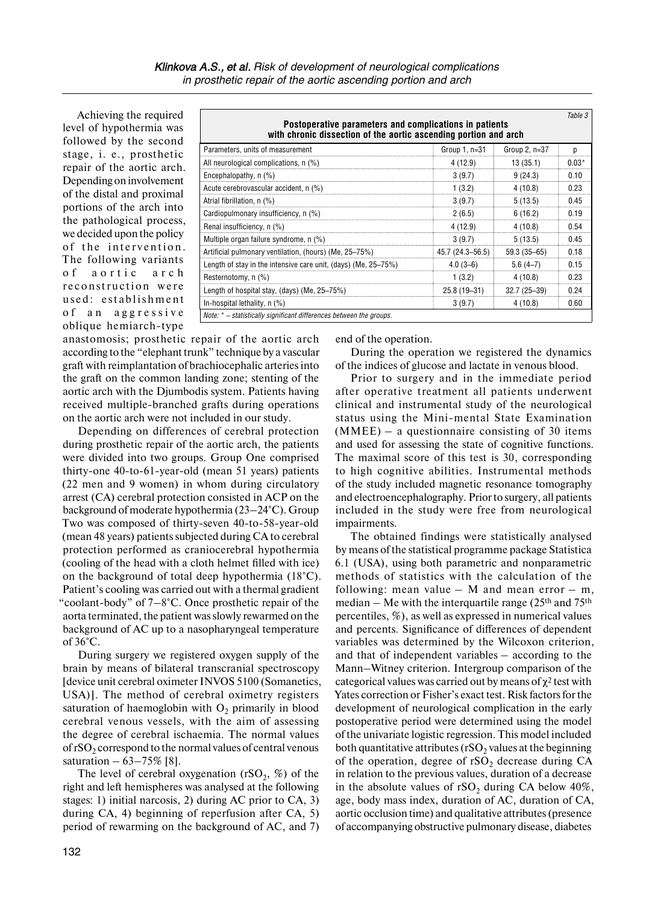Achieving the required level of hypothermia was followed by the second stage, i. e., prosthetic repair of the aortic arch. Depending on involvement of the distal and proximal portions of the arch into the pathological process, we decided upon the policy of the intervention. The following variants of aortic arch reconstruction were used: establishment of an aggressive oblique hemiarch-type anastomosis; prosthetic repair of the aortic arch according to the "elephant trunk" technique by a vascular graft with reimplantation of brachiocephalic arteries into the graft on the common landing zone; stenting of the aortic arch with the Djumbodis system. Patients having received multiple-branched grafts during operations on the aortic arch were not included in our study.

Table 3

**Postoperative parameters and complications in patients with chronic dissection of the aortic ascending portion and arch**

| Parameters, units of measurement | Group 1, n=31 | Group 2, n=37 | p |
|---|---|---|---|
| All neurological complications, n (%) | 4 (12.9) | 13 (35.1) | 0.03* |
| Encephalopathy, n (%) | 3 (9.7) | 9 (24.3) | 0.10 |
| Acute cerebrovascular accident, n (%) | 1 (3.2) | 4 (10.8) | 0.23 |
| Atrial fibrillation, n (%) | 3 (9.7) | 5 (13.5) | 0.45 |
| Cardiopulmonary insufficiency, n (%) | 2 (6.5) | 6 (16.2) | 0.19 |
| Renal insufficiency, n (%) | 4 (12.9) | 4 (10.8) | 0.54 |
| Multiple organ failure syndrome, n (%) | 3 (9.7) | 5 (13.5) | 0.45 |
| Artificial pulmonary ventilation, (hours) (Me, 25–75%) | 45.7 (24.3–56.5) | 59.3 (35–65) | 0.18 |
| Length of stay in the intensive care unit, (days) (Me, 25–75%) | 4.0 (3–6) | 5.6 (4–7) | 0.15 |
| Resternotomy, n (%) | 1 (3.2) | 4 (10.8) | 0.23 |
| Length of hospital stay, (days) (Me, 25–75%) | 25.8 (19–31) | 32.7 (25–39) | 0.24 |
| In-hospital lethality, n (%) | 3 (9.7) | 4 (10.8) | 0.60 |

*Note: * – statistically significant differences between the groups.*

Depending on differences of cerebral protection during prosthetic repair of the aortic arch, the patients were divided into two groups. Group One comprised thirty-one 40-to-61-year-old (mean 51 years) patients (22 men and 9 women) in whom during circulatory arrest (CA) cerebral protection consisted in ACP on the background of moderate hypothermia (23–24°C). Group Two was composed of thirty-seven 40-to-58-year-old (mean 48 years) patients subjected during CA to cerebral protection performed as craniocerebral hypothermia (cooling of the head with a cloth helmet filled with ice) on the background of total deep hypothermia (18°C). Patient's cooling was carried out with a thermal gradient "coolant-body" of 7–8°C. Once prosthetic repair of the aorta terminated, the patient was slowly rewarmed on the background of AC up to a nasopharyngeal temperature of 36°C.

During surgery we registered oxygen supply of the brain by means of bilateral transcranial spectroscopy [device unit cerebral oximeter INVOS 5100 (Somanetics, USA)]. The method of cerebral oximetry registers saturation of haemoglobin with $O_2$ primarily in blood cerebral venous vessels, with the aim of assessing the degree of cerebral ischaemia. The normal values of $rSO_2$ correspond to the normal values of central venous saturation – 63–75% [8].

The level of cerebral oxygenation ($rSO_2$, %) of the right and left hemispheres was analysed at the following stages: 1) initial narcosis, 2) during AC prior to CA, 3) during CA, 4) beginning of reperfusion after CA, 5) period of rewarming on the background of AC, and 7) end of the operation.

During the operation we registered the dynamics of the indices of glucose and lactate in venous blood.

Prior to surgery and in the immediate period after operative treatment all patients underwent clinical and instrumental study of the neurological status using the Mini-mental State Examination (MMEE) – a questionnaire consisting of 30 items and used for assessing the state of cognitive functions. The maximal score of this test is 30, corresponding to high cognitive abilities. Instrumental methods of the study included magnetic resonance tomography and electroencephalography. Prior to surgery, all patients included in the study were free from neurological impairments.

The obtained findings were statistically analysed by means of the statistical programme package Statistica 6.1 (USA), using both parametric and nonparametric methods of statistics with the calculation of the following: mean value – M and mean error – m, median – Me with the interquartile range (25th and 75th percentiles, %), as well as expressed in numerical values and percents. Significance of differences of dependent variables was determined by the Wilcoxon criterion, and that of independent variables – according to the Mann–Witney criterion. Intergroup comparison of the categorical values was carried out by means of $\chi^2$ test with Yates correction or Fisher's exact test. Risk factors for the development of neurological complication in the early postoperative period were determined using the model of the univariate logistic regression. This model included both quantitative attributes ($rSO_2$ values at the beginning of the operation, degree of $rSO_2$ decrease during CA in relation to the previous values, duration of a decrease in the absolute values of $rSO_2$ during CA below 40%, age, body mass index, duration of AC, duration of CA, aortic occlusion time) and qualitative attributes (presence of accompanying obstructive pulmonary disease, diabetes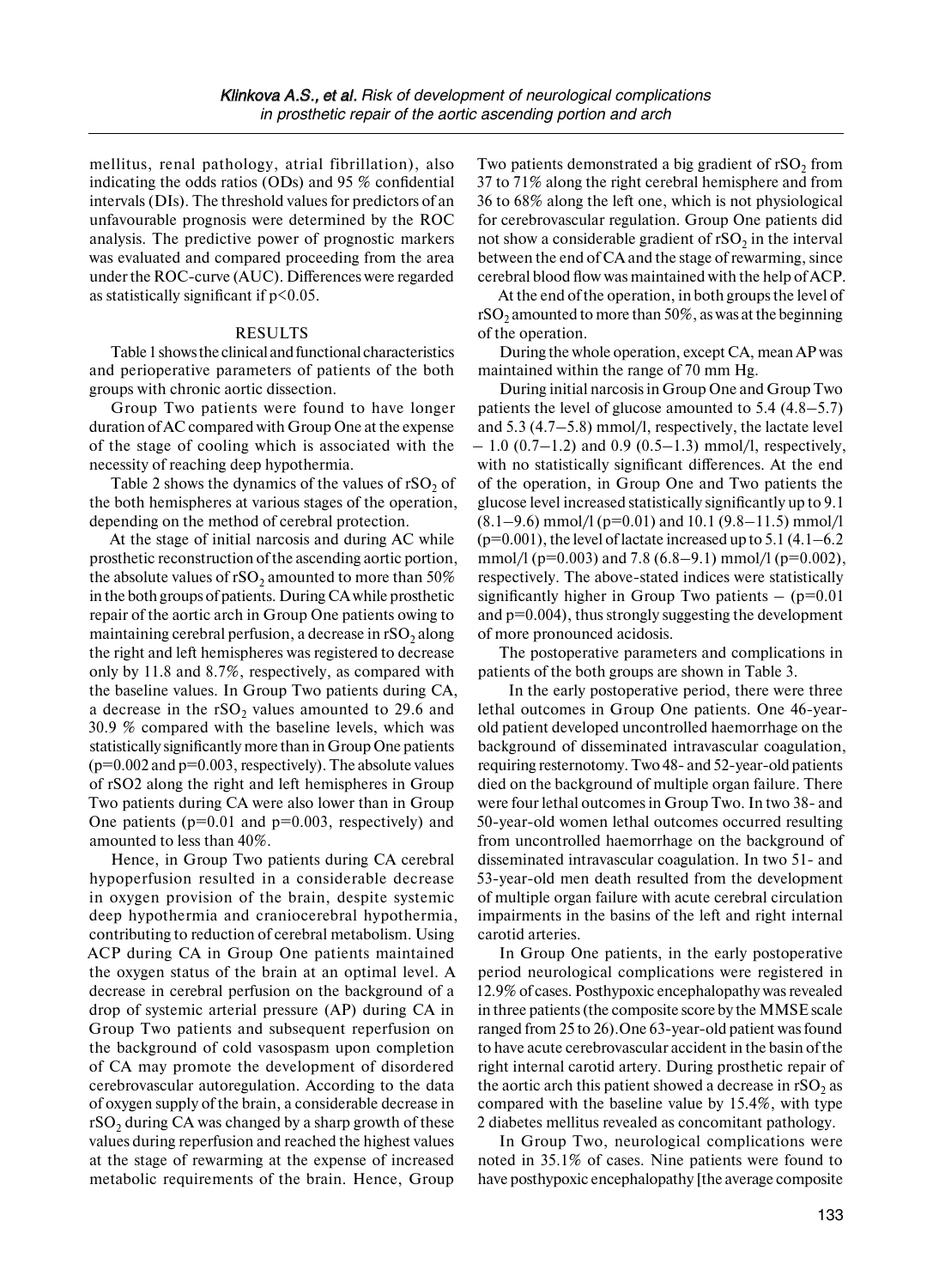mellitus, renal pathology, atrial fibrillation), also indicating the odds ratios (ODs) and 95 % confidential intervals (DIs). The threshold values for predictors of an unfavourable prognosis were determined by the ROC analysis. The predictive power of prognostic markers was evaluated and compared proceeding from the area under the ROC-curve (AUC). Differences were regarded as statistically significant if $p<0.05$.

## RESULTS

Table 1 shows the clinical and functional characteristics and perioperative parameters of patients of the both groups with chronic aortic dissection.

Group Two patients were found to have longer duration of AC compared with Group One at the expense of the stage of cooling which is associated with the necessity of reaching deep hypothermia.

Table 2 shows the dynamics of the values of $rSO_2$ of the both hemispheres at various stages of the operation, depending on the method of cerebral protection.

At the stage of initial narcosis and during AC while prosthetic reconstruction of the ascending aortic portion, the absolute values of $rSO_2$ amounted to more than 50% in the both groups of patients. During CA while prosthetic repair of the aortic arch in Group One patients owing to maintaining cerebral perfusion, a decrease in $rSO_2$ along the right and left hemispheres was registered to decrease only by 11.8 and 8.7%, respectively, as compared with the baseline values. In Group Two patients during CA, a decrease in the $rSO_2$ values amounted to 29.6 and 30.9 % compared with the baseline levels, which was statistically significantly more than in Group One patients ($p=0.002$ and $p=0.003$, respectively). The absolute values of rSO2 along the right and left hemispheres in Group Two patients during CA were also lower than in Group One patients ($p=0.01$ and $p=0.003$, respectively) and amounted to less than 40%.

Hence, in Group Two patients during CA cerebral hypoperfusion resulted in a considerable decrease in oxygen provision of the brain, despite systemic deep hypothermia and craniocerebral hypothermia, contributing to reduction of cerebral metabolism. Using ACP during CA in Group One patients maintained the oxygen status of the brain at an optimal level. A decrease in cerebral perfusion on the background of a drop of systemic arterial pressure (AP) during CA in Group Two patients and subsequent reperfusion on the background of cold vasospasm upon completion of CA may promote the development of disordered cerebrovascular autoregulation. According to the data of oxygen supply of the brain, a considerable decrease in $rSO_2$ during CA was changed by a sharp growth of these values during reperfusion and reached the highest values at the stage of rewarming at the expense of increased metabolic requirements of the brain. Hence, Group Two patients demonstrated a big gradient of $rSO_2$ from 37 to 71% along the right cerebral hemisphere and from 36 to 68% along the left one, which is not physiological for cerebrovascular regulation. Group One patients did not show a considerable gradient of $rSO_2$ in the interval between the end of CA and the stage of rewarming, since cerebral blood flow was maintained with the help of ACP.

At the end of the operation, in both groups the level of $rSO_2$ amounted to more than 50%, as was at the beginning of the operation.

During the whole operation, except CA, mean AP was maintained within the range of 70 mm Hg.

During initial narcosis in Group One and Group Two patients the level of glucose amounted to 5.4 (4.8–5.7) and 5.3 (4.7–5.8) mmol/l, respectively, the lactate level – 1.0 (0.7–1.2) and 0.9 (0.5–1.3) mmol/l, respectively, with no statistically significant differences. At the end of the operation, in Group One and Two patients the glucose level increased statistically significantly up to 9.1 (8.1–9.6) mmol/l ($p=0.01$) and 10.1 (9.8–11.5) mmol/l ($p=0.001$), the level of lactate increased up to 5.1 (4.1–6.2 mmol/l ($p=0.003$) and 7.8 (6.8–9.1) mmol/l ($p=0.002$), respectively. The above-stated indices were statistically significantly higher in Group Two patients – ($p=0.01$ and $p=0.004$), thus strongly suggesting the development of more pronounced acidosis.

The postoperative parameters and complications in patients of the both groups are shown in Table 3.

In the early postoperative period, there were three lethal outcomes in Group One patients. One 46-year-old patient developed uncontrolled haemorrhage on the background of disseminated intravascular coagulation, requiring resternotomy. Two 48- and 52-year-old patients died on the background of multiple organ failure. There were four lethal outcomes in Group Two. In two 38- and 50-year-old women lethal outcomes occurred resulting from uncontrolled haemorrhage on the background of disseminated intravascular coagulation. In two 51- and 53-year-old men death resulted from the development of multiple organ failure with acute cerebral circulation impairments in the basins of the left and right internal carotid arteries.

In Group One patients, in the early postoperative period neurological complications were registered in 12.9% of cases. Posthypoxic encephalopathy was revealed in three patients (the composite score by the MMSE scale ranged from 25 to 26). One 63-year-old patient was found to have acute cerebrovascular accident in the basin of the right internal carotid artery. During prosthetic repair of the aortic arch this patient showed a decrease in $rSO_2$ as compared with the baseline value by 15.4%, with type 2 diabetes mellitus revealed as concomitant pathology.

In Group Two, neurological complications were noted in 35.1% of cases. Nine patients were found to have posthypoxic encephalopathy [the average composite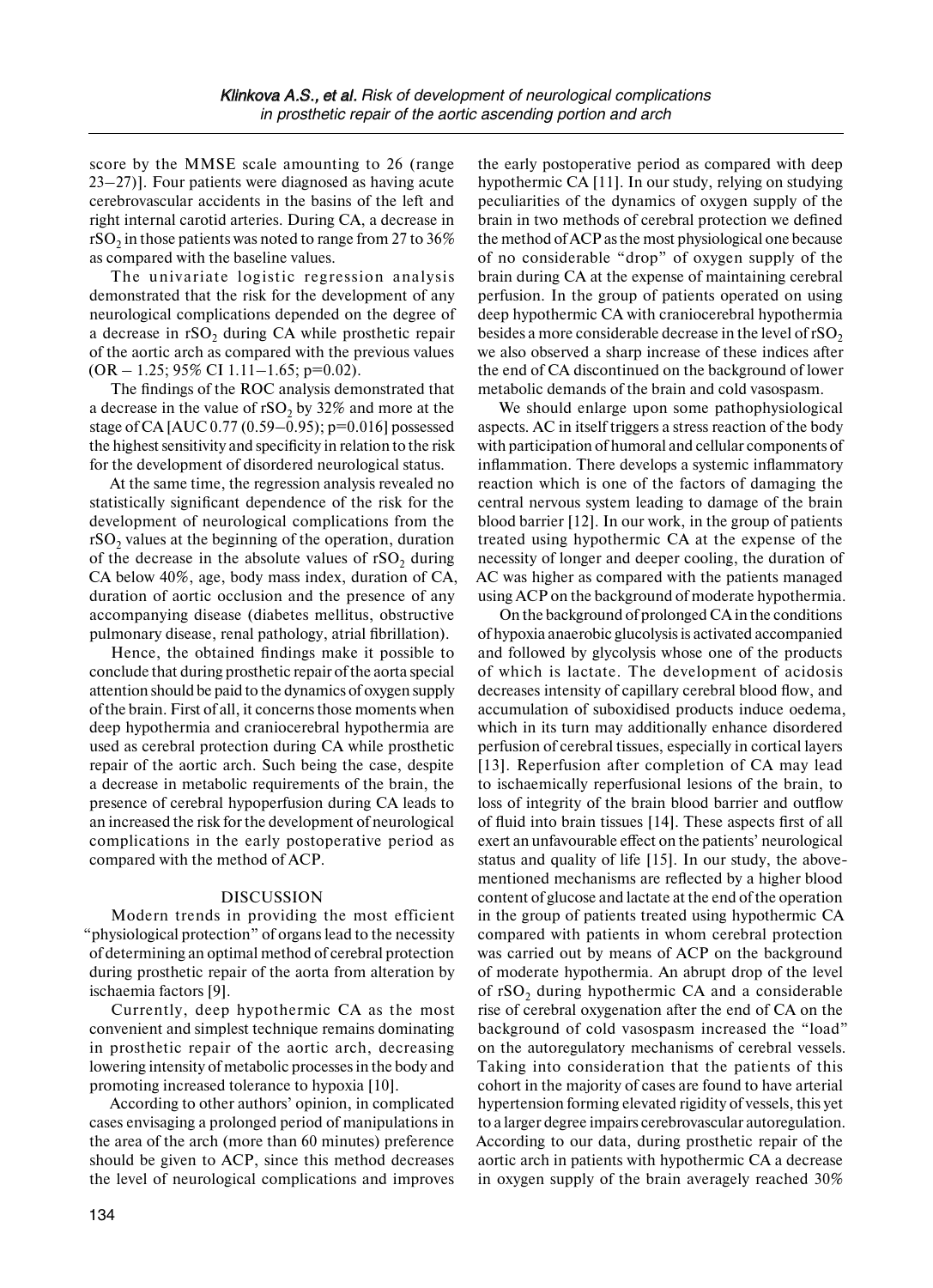score by the MMSE scale amounting to 26 (range 23–27)]. Four patients were diagnosed as having acute cerebrovascular accidents in the basins of the left and right internal carotid arteries. During CA, a decrease in $rSO_2$ in those patients was noted to range from 27 to 36% as compared with the baseline values.

The univariate logistic regression analysis demonstrated that the risk for the development of any neurological complications depended on the degree of a decrease in $rSO_2$ during CA while prosthetic repair of the aortic arch as compared with the previous values (OR – 1.25; 95% CI 1.11–1.65; p=0.02).

The findings of the ROC analysis demonstrated that a decrease in the value of $rSO_2$ by 32% and more at the stage of CA [AUC 0.77 (0.59–0.95); p=0.016] possessed the highest sensitivity and specificity in relation to the risk for the development of disordered neurological status.

At the same time, the regression analysis revealed no statistically significant dependence of the risk for the development of neurological complications from the $rSO_2$ values at the beginning of the operation, duration of the decrease in the absolute values of $rSO_2$ during CA below 40%, age, body mass index, duration of CA, duration of aortic occlusion and the presence of any accompanying disease (diabetes mellitus, obstructive pulmonary disease, renal pathology, atrial fibrillation).

Hence, the obtained findings make it possible to conclude that during prosthetic repair of the aorta special attention should be paid to the dynamics of oxygen supply of the brain. First of all, it concerns those moments when deep hypothermia and craniocerebral hypothermia are used as cerebral protection during CA while prosthetic repair of the aortic arch. Such being the case, despite a decrease in metabolic requirements of the brain, the presence of cerebral hypoperfusion during CA leads to an increased the risk for the development of neurological complications in the early postoperative period as compared with the method of ACP.

## DISCUSSION

Modern trends in providing the most efficient "physiological protection" of organs lead to the necessity of determining an optimal method of cerebral protection during prosthetic repair of the aorta from alteration by ischaemia factors [9].

Currently, deep hypothermic CA as the most convenient and simplest technique remains dominating in prosthetic repair of the aortic arch, decreasing lowering intensity of metabolic processes in the body and promoting increased tolerance to hypoxia [10].

According to other authors' opinion, in complicated cases envisaging a prolonged period of manipulations in the area of the arch (more than 60 minutes) preference should be given to ACP, since this method decreases the level of neurological complications and improves the early postoperative period as compared with deep hypothermic CA [11]. In our study, relying on studying peculiarities of the dynamics of oxygen supply of the brain in two methods of cerebral protection we defined the method of ACP as the most physiological one because of no considerable "drop" of oxygen supply of the brain during CA at the expense of maintaining cerebral perfusion. In the group of patients operated on using deep hypothermic CA with craniocerebral hypothermia besides a more considerable decrease in the level of $rSO_2$ we also observed a sharp increase of these indices after the end of CA discontinued on the background of lower metabolic demands of the brain and cold vasospasm.

We should enlarge upon some pathophysiological aspects. AC in itself triggers a stress reaction of the body with participation of humoral and cellular components of inflammation. There develops a systemic inflammatory reaction which is one of the factors of damaging the central nervous system leading to damage of the brain blood barrier [12]. In our work, in the group of patients treated using hypothermic CA at the expense of the necessity of longer and deeper cooling, the duration of AC was higher as compared with the patients managed using ACP on the background of moderate hypothermia.

On the background of prolonged CA in the conditions of hypoxia anaerobic glucolysis is activated accompanied and followed by glycolysis whose one of the products of which is lactate. The development of acidosis decreases intensity of capillary cerebral blood flow, and accumulation of suboxidised products induce oedema, which in its turn may additionally enhance disordered perfusion of cerebral tissues, especially in cortical layers [13]. Reperfusion after completion of CA may lead to ischaemically reperfusional lesions of the brain, to loss of integrity of the brain blood barrier and outflow of fluid into brain tissues [14]. These aspects first of all exert an unfavourable effect on the patients' neurological status and quality of life [15]. In our study, the above-mentioned mechanisms are reflected by a higher blood content of glucose and lactate at the end of the operation in the group of patients treated using hypothermic CA compared with patients in whom cerebral protection was carried out by means of ACP on the background of moderate hypothermia. An abrupt drop of the level of $rSO_2$ during hypothermic CA and a considerable rise of cerebral oxygenation after the end of CA on the background of cold vasospasm increased the "load" on the autoregulatory mechanisms of cerebral vessels. Taking into consideration that the patients of this cohort in the majority of cases are found to have arterial hypertension forming elevated rigidity of vessels, this yet to a larger degree impairs cerebrovascular autoregulation. According to our data, during prosthetic repair of the aortic arch in patients with hypothermic CA a decrease in oxygen supply of the brain averagely reached 30%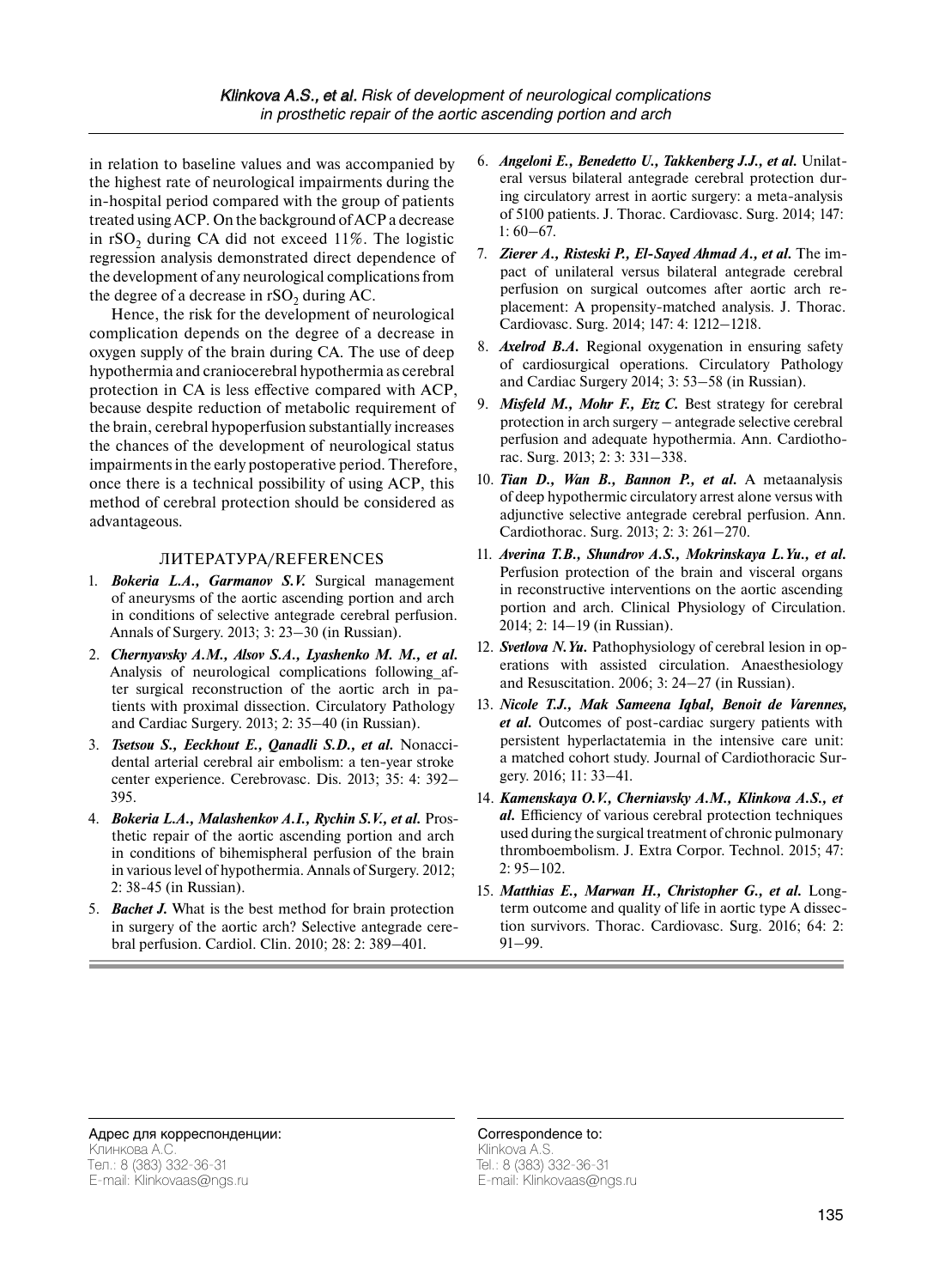in relation to baseline values and was accompanied by the highest rate of neurological impairments during the in-hospital period compared with the group of patients treated using ACP. On the background of ACP a decrease in $rSO_2$ during CA did not exceed 11%. The logistic regression analysis demonstrated direct dependence of the development of any neurological complications from the degree of a decrease in $rSO_2$ during AC.

Hence, the risk for the development of neurological complication depends on the degree of a decrease in oxygen supply of the brain during CA. The use of deep hypothermia and craniocerebral hypothermia as cerebral protection in CA is less effective compared with ACP, because despite reduction of metabolic requirement of the brain, cerebral hypoperfusion substantially increases the chances of the development of neurological status impairments in the early postoperative period. Therefore, once there is a technical possibility of using ACP, this method of cerebral protection should be considered as advantageous.

## ЛИТЕРАТУРА/REFERENCES

1. ***Bokeria L.A., Garmanov S.V.*** Surgical management of aneurysms of the aortic ascending portion and arch in conditions of selective antegrade cerebral perfusion. Annals of Surgery. 2013; 3: 23–30 (in Russian).
2. ***Chernyavsky A.M., Alsov S.A., Lyashenko M. M., et al.*** Analysis of neurological complications following_after surgical reconstruction of the aortic arch in patients with proximal dissection. Circulatory Pathology and Cardiac Surgery. 2013; 2: 35–40 (in Russian).
3. ***Tsetsou S., Eeckhout E., Qanadli S.D., et al.*** Nonaccidental arterial cerebral air embolism: a ten-year stroke center experience. Cerebrovasc. Dis. 2013; 35: 4: 392–395.
4. ***Bokeria L.A., Malashenkov A.I., Rychin S.V., et al.*** Prosthetic repair of the aortic ascending portion and arch in conditions of bihemispheral perfusion of the brain in various level of hypothermia. Annals of Surgery. 2012; 2: 38-45 (in Russian).
5. ***Bachet J.*** What is the best method for brain protection in surgery of the aortic arch? Selective antegrade cerebral perfusion. Cardiol. Clin. 2010; 28: 2: 389–401.
6. ***Angeloni E., Benedetto U., Takkenberg J.J., et al.*** Unilateral versus bilateral antegrade cerebral protection during circulatory arrest in aortic surgery: a meta-analysis of 5100 patients. J. Thorac. Cardiovasc. Surg. 2014; 147: 1: 60–67.
7. ***Zierer A., Risteski P., El-Sayed Ahmad A., et al.*** The impact of unilateral versus bilateral antegrade cerebral perfusion on surgical outcomes after aortic arch replacement: A propensity-matched analysis. J. Thorac. Cardiovasc. Surg. 2014; 147: 4: 1212–1218.
8. ***Axelrod B.A.*** Regional oxygenation in ensuring safety of cardiosurgical operations. Circulatory Pathology and Cardiac Surgery 2014; 3: 53–58 (in Russian).
9. ***Misfeld M., Mohr F., Etz C.*** Best strategy for cerebral protection in arch surgery – antegrade selective cerebral perfusion and adequate hypothermia. Ann. Cardiothorac. Surg. 2013; 2: 3: 331–338.
10. ***Tian D., Wan B., Bannon P., et al.*** A metaanalysis of deep hypothermic circulatory arrest alone versus with adjunctive selective antegrade cerebral perfusion. Ann. Cardiothorac. Surg. 2013; 2: 3: 261–270.
11. ***Averina T.B., Shundrov A.S., Mokrinskaya L.Yu., et al.*** Perfusion protection of the brain and visceral organs in reconstructive interventions on the aortic ascending portion and arch. Clinical Physiology of Circulation. 2014; 2: 14–19 (in Russian).
12. ***Svetlova N.Yu.*** Pathophysiology of cerebral lesion in operations with assisted circulation. Anaesthesiology and Resuscitation. 2006; 3: 24–27 (in Russian).
13. ***Nicole T.J., Mak Sameena Iqbal, Benoit de Varennes, et al.*** Outcomes of post-cardiac surgery patients with persistent hyperlactatemia in the intensive care unit: a matched cohort study. Journal of Cardiothoracic Surgery. 2016; 11: 33–41.
14. ***Kamenskaya O.V., Cherniavsky A.M., Klinkova A.S., et al.*** Efficiency of various cerebral protection techniques used during the surgical treatment of chronic pulmonary thromboembolism. J. Extra Corpor. Technol. 2015; 47: 2: 95–102.
15. ***Matthias E., Marwan H., Christopher G., et al.*** Long-term outcome and quality of life in aortic type A dissection survivors. Thorac. Cardiovasc. Surg. 2016; 64: 2: 91–99.

Адрес для корреспонденции:
Клинкова А.С.
Тел.: 8 (383) 332-36-31
E-mail: Klinkovaas@ngs.ru

Correspondence to:
Klinkova A.S.
Tel.: 8 (383) 332-36-31
E-mail: Klinkovaas@ngs.ru